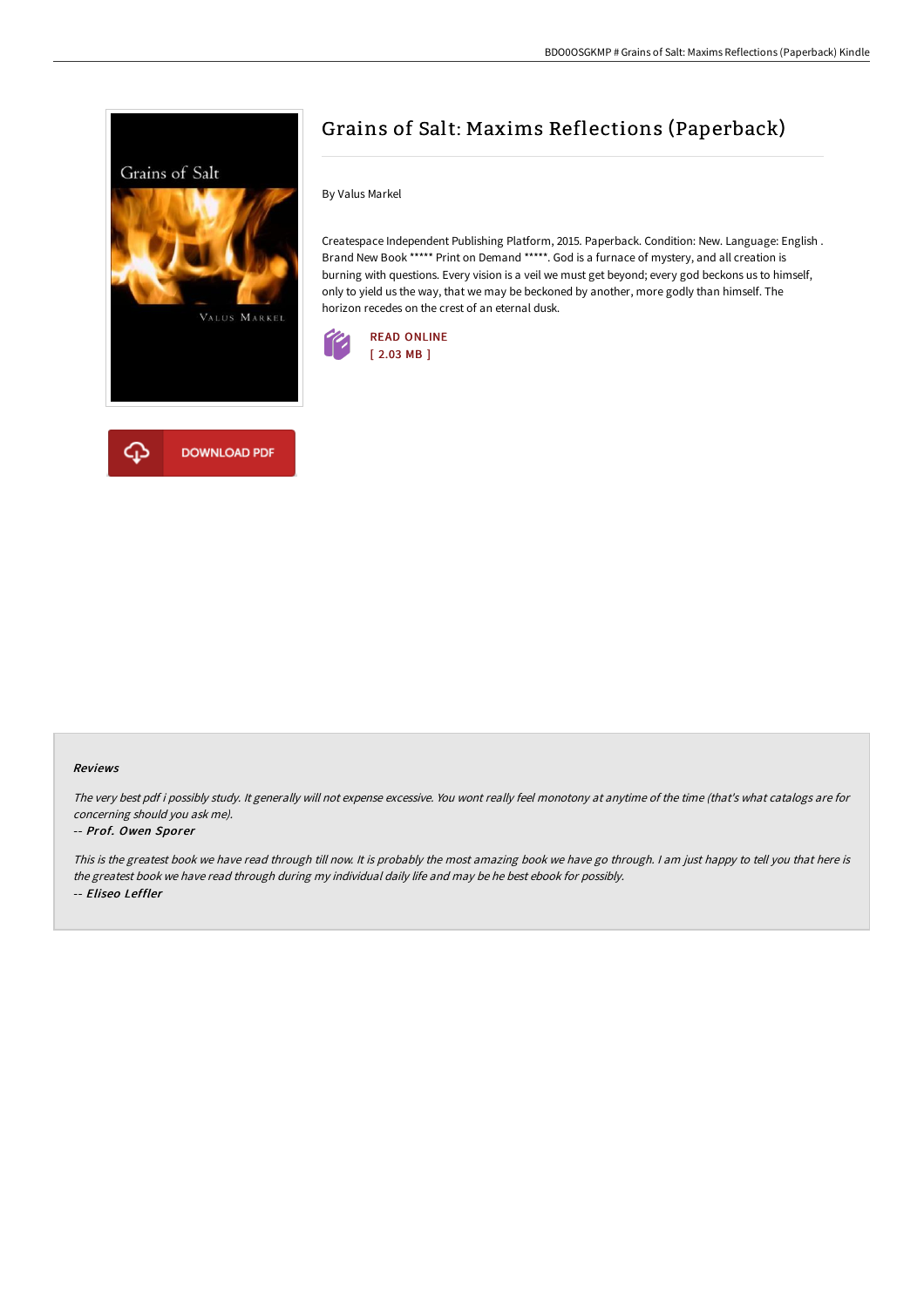# Grains of Salt: Maxims Reflections (Paperback)

By Valus Markel

Createspace Independent Publishing Platform, 2015. Paperback. Condition: New. Language: English . Brand New Book ***** Print on Demand *****. God is a furnace of mystery, and all creation is burning with questions. Every vision is a veil we must get beyond; every god beckons us to himself, only to yield us the way, that we may be beckoned by another, more godly than himself. The horizon recedes on the crest of an eternal dusk.

READ ONLINE
[ 2.03 MB ]

DOWNLOAD PDF

### Reviews

*The very best pdf i possibly study. It generally will not expense excessive. You wont really feel monotony at anytime of the time (that's what catalogs are for concerning should you ask me).*

*-- Prof. Owen Sporer*

*This is the greatest book we have read through till now. It is probably the most amazing book we have go through. I am just happy to tell you that here is the greatest book we have read through during my individual daily life and may be he best ebook for possibly.*

*-- Eliseo Leffler*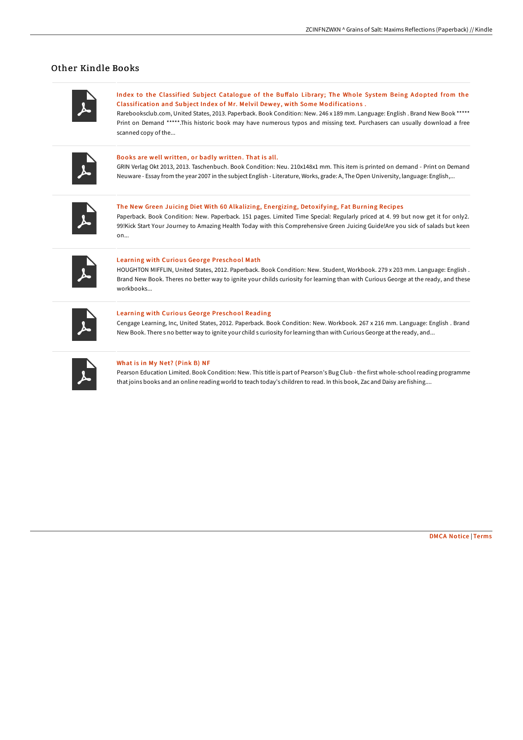## Other Kindle Books

### Index to the Classified Subject Catalogue of the Buffalo Library; The Whole System Being Adopted from the Classification and Subject Index of Mr. Melvil Dewey, with Some Modifications .

Rarebooksclub.com, United States, 2013. Paperback. Book Condition: New. 246 x 189 mm. Language: English . Brand New Book ***** Print on Demand *****.This historic book may have numerous typos and missing text. Purchasers can usually download a free scanned copy of the...

### Books are well written, or badly written. That is all.

GRIN Verlag Okt 2013, 2013. Taschenbuch. Book Condition: Neu. 210x148x1 mm. This item is printed on demand - Print on Demand Neuware - Essay from the year 2007 in the subject English - Literature, Works, grade: A, The Open University, language: English,...

### The New Green Juicing Diet With 60 Alkalizing, Energizing, Detoxifying, Fat Burning Recipes

Paperback. Book Condition: New. Paperback. 151 pages. Limited Time Special: Regularly priced at 4. 99 but now get it for only2. 99!Kick Start Your Journey to Amazing Health Today with this Comprehensive Green Juicing Guide!Are you sick of salads but keen on...

### Learning with Curious George Preschool Math

HOUGHTON MIFFLIN, United States, 2012. Paperback. Book Condition: New. Student, Workbook. 279 x 203 mm. Language: English . Brand New Book. Theres no better way to ignite your childs curiosity for learning than with Curious George at the ready, and these workbooks...

### Learning with Curious George Preschool Reading

Cengage Learning, Inc, United States, 2012. Paperback. Book Condition: New. Workbook. 267 x 216 mm. Language: English . Brand New Book. There s no better way to ignite your child s curiosity for learning than with Curious George at the ready, and...

### What is in My Net? (Pink B) NF

Pearson Education Limited. Book Condition: New. This title is part of Pearson's Bug Club - the first whole-school reading programme that joins books and an online reading world to teach today's children to read. In this book, Zac and Daisy are fishing....

DMCA Notice | Terms